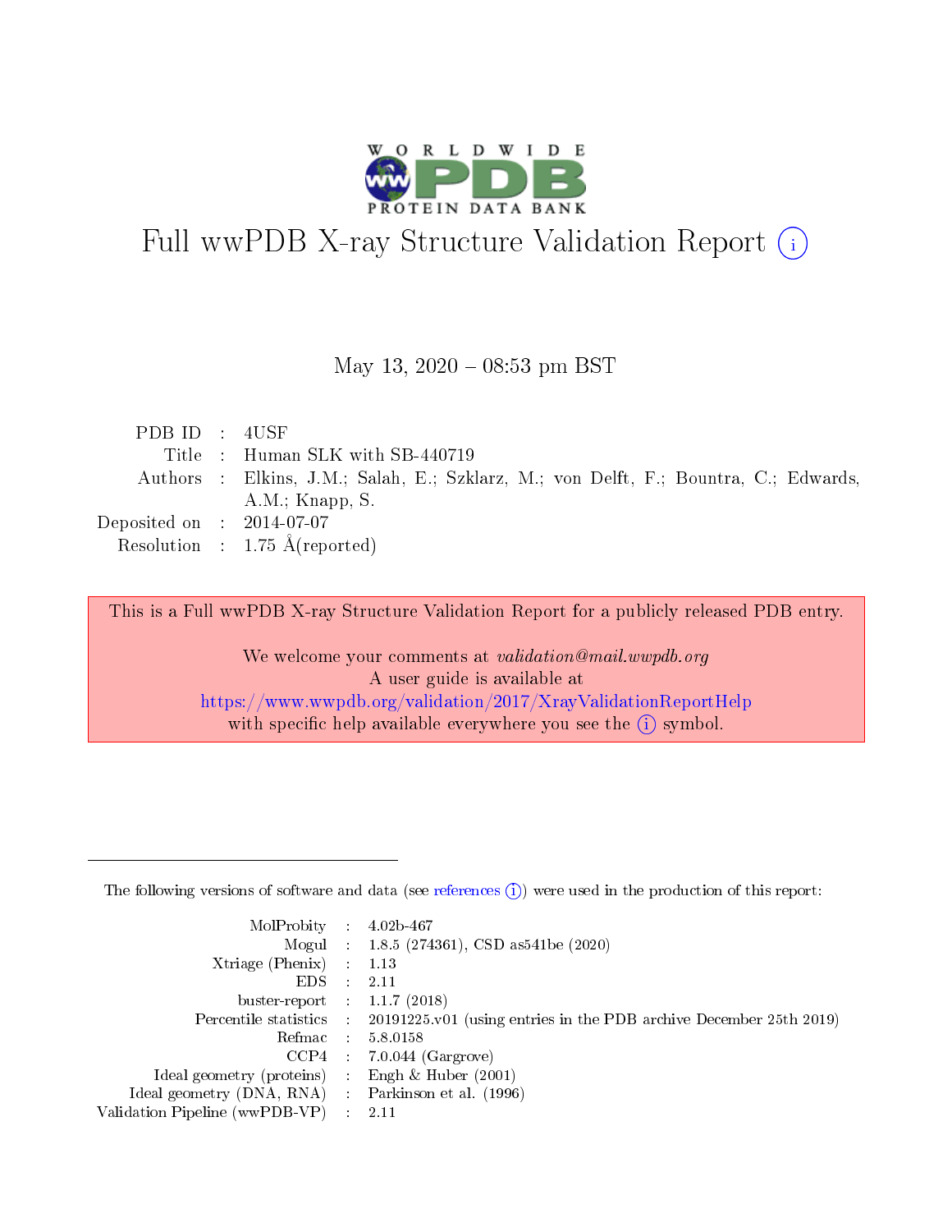# Full wwPDB X-ray Structure Validation Report (i)

May 13, 2020 – 08:53 pm BST

| | | |
|---|---|---|
| PDB ID | : | 4USF |
| Title | : | Human SLK with SB-440719 |
| Authors | : | Elkins, J.M.; Salah, E.; Szklarz, M.; von Delft, F.; Bountra, C.; Edwards, A.M.; Knapp, S. |
| Deposited on | : | 2014-07-07 |
| Resolution | : | 1.75 Å(reported) |

This is a Full wwPDB X-ray Structure Validation Report for a publicly released PDB entry.

We welcome your comments at *validation@mail.wwpdb.org*
A user guide is available at
https://www.wwpdb.org/validation/2017/XrayValidationReportHelp
with specific help available everywhere you see the (i) symbol.

---

The following versions of software and data (see references (i)) were used in the production of this report:

| | | |
|---|---|---|
| MolProbity | : | 4.02b-467 |
| Mogul | : | 1.8.5 (274361), CSD as541be (2020) |
| Xtriage (Phenix) | : | 1.13 |
| EDS | : | 2.11 |
| buster-report | : | 1.1.7 (2018) |
| Percentile statistics | : | 20191225.v01 (using entries in the PDB archive December 25th 2019) |
| Refmac | : | 5.8.0158 |
| CCP4 | : | 7.0.044 (Gargrove) |
| Ideal geometry (proteins) | : | Engh & Huber (2001) |
| Ideal geometry (DNA, RNA) | : | Parkinson et al. (1996) |
| Validation Pipeline (wwPDB-VP) | : | 2.11 |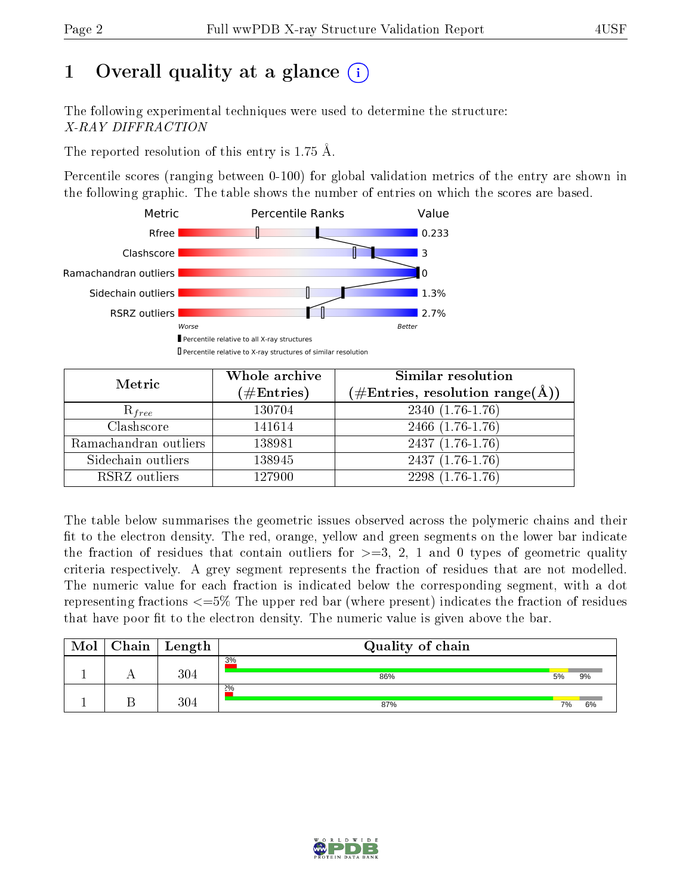# 1 Overall quality at a glance

The following experimental techniques were used to determine the structure:
*X-RAY DIFFRACTION*

The reported resolution of this entry is 1.75 Å.

Percentile scores (ranging between 0-100) for global validation metrics of the entry are shown in the following graphic. The table shows the number of entries on which the scores are based.

| Metric | Value |
|---|---|
| Rfree | 0.233 |
| Clashscore | 3 |
| Ramachandran outliers | 0 |
| Sidechain outliers | 1.3% |
| RSRZ outliers | 2.7% |

Worse — Better

Percentile relative to all X-ray structures

Percentile relative to X-ray structures of similar resolution

| Metric | Whole archive (#Entries) | Similar resolution (#Entries, resolution range(Å)) |
|---|---|---|
| $R_{free}$ | 130704 | 2340 (1.76-1.76) |
| Clashscore | 141614 | 2466 (1.76-1.76) |
| Ramachandran outliers | 138981 | 2437 (1.76-1.76) |
| Sidechain outliers | 138945 | 2437 (1.76-1.76) |
| RSRZ outliers | 127900 | 2298 (1.76-1.76) |

The table below summarises the geometric issues observed across the polymeric chains and their fit to the electron density. The red, orange, yellow and green segments on the lower bar indicate the fraction of residues that contain outliers for >=3, 2, 1 and 0 types of geometric quality criteria respectively. A grey segment represents the fraction of residues that are not modelled. The numeric value for each fraction is indicated below the corresponding segment, with a dot representing fractions <=5% The upper red bar (where present) indicates the fraction of residues that have poor fit to the electron density. The numeric value is given above the bar.

| Mol | Chain | Length | Quality of chain |
|---|---|---|---|
| 1 | A | 304 | 3% / 86% / 5% / 9% |
| 1 | B | 304 | 2% / 87% / 7% / 6% |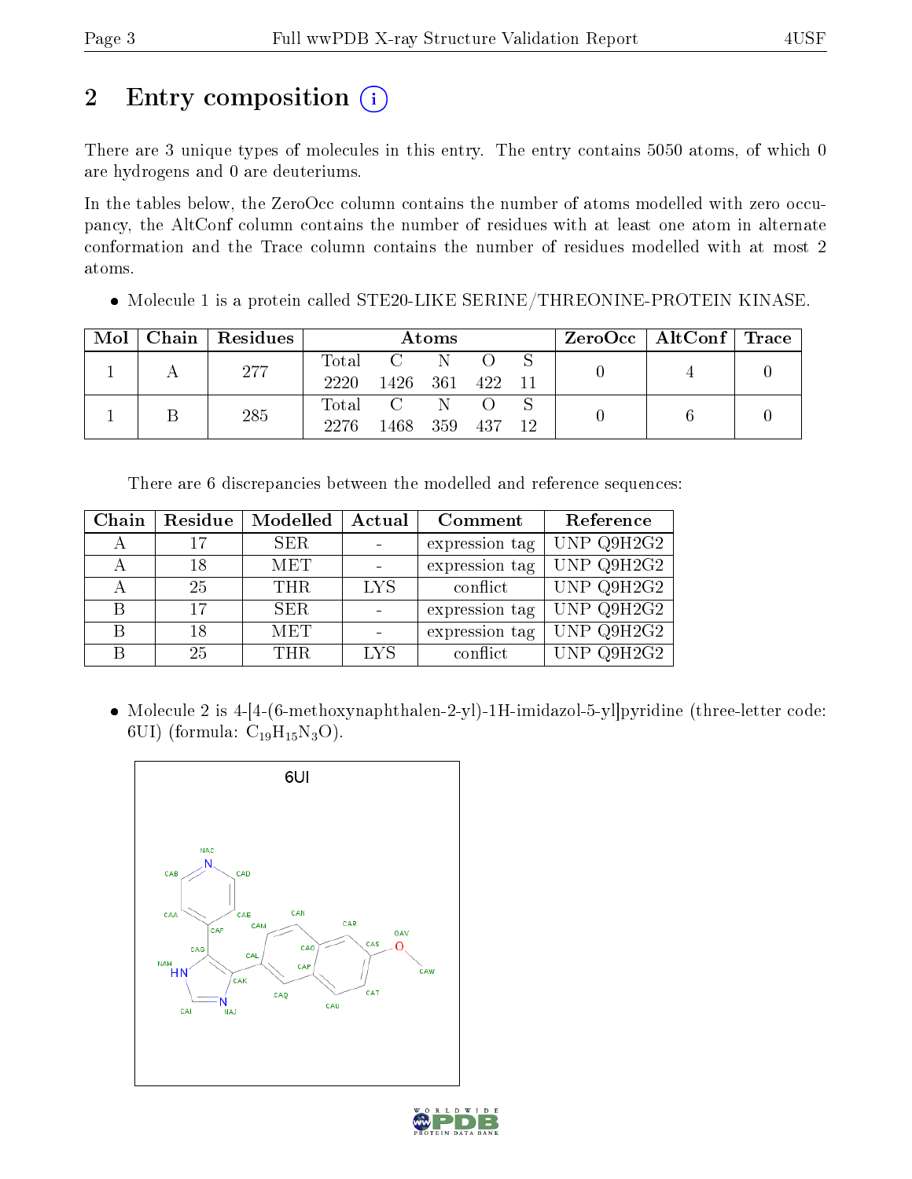# 2 Entry composition (i)

There are 3 unique types of molecules in this entry. The entry contains 5050 atoms, of which 0 are hydrogens and 0 are deuteriums.

In the tables below, the ZeroOcc column contains the number of atoms modelled with zero occupancy, the AltConf column contains the number of residues with at least one atom in alternate conformation and the Trace column contains the number of residues modelled with at most 2 atoms.

- Molecule 1 is a protein called STE20-LIKE SERINE/THREONINE-PROTEIN KINASE.

| Mol | Chain | Residues | Atoms | | | | | ZeroOcc | AltConf | Trace |
|---|---|---|---|---|---|---|---|---|---|---|
| 1 | A | 277 | Total 2220 | C 1426 | N 361 | O 422 | S 11 | 0 | 4 | 0 |
| 1 | B | 285 | Total 2276 | C 1468 | N 359 | O 437 | S 12 | 0 | 6 | 0 |

There are 6 discrepancies between the modelled and reference sequences:

| Chain | Residue | Modelled | Actual | Comment | Reference |
|---|---|---|---|---|---|
| A | 17 | SER | - | expression tag | UNP Q9H2G2 |
| A | 18 | MET | - | expression tag | UNP Q9H2G2 |
| A | 25 | THR | LYS | conflict | UNP Q9H2G2 |
| B | 17 | SER | - | expression tag | UNP Q9H2G2 |
| B | 18 | MET | - | expression tag | UNP Q9H2G2 |
| B | 25 | THR | LYS | conflict | UNP Q9H2G2 |

- Molecule 2 is 4-[4-(6-methoxynaphthalen-2-yl)-1H-imidazol-5-yl]pyridine (three-letter code: 6UI) (formula: $C_{19}H_{15}N_3O$).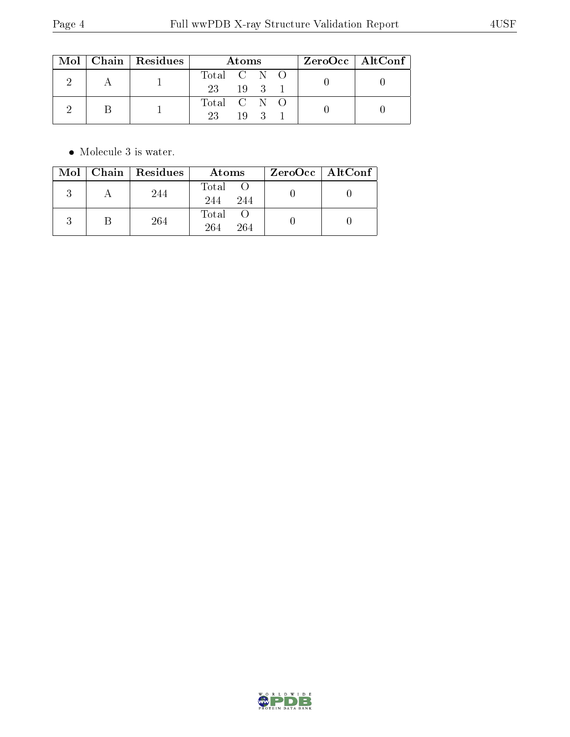| Mol | Chain | Residues | Atoms | | | | ZeroOcc | AltConf |
|---|---|---|---|---|---|---|---|---|
| | | | Total | C | N | O | | |
| 2 | A | 1 | 23 | 19 | 3 | 1 | 0 | 0 |
| 2 | B | 1 | 23 | 19 | 3 | 1 | 0 | 0 |

- Molecule 3 is water.

| Mol | Chain | Residues | Atoms | | ZeroOcc | AltConf |
|---|---|---|---|---|---|---|
| | | | Total | O | | |
| 3 | A | 244 | 244 | 244 | 0 | 0 |
| 3 | B | 264 | 264 | 264 | 0 | 0 |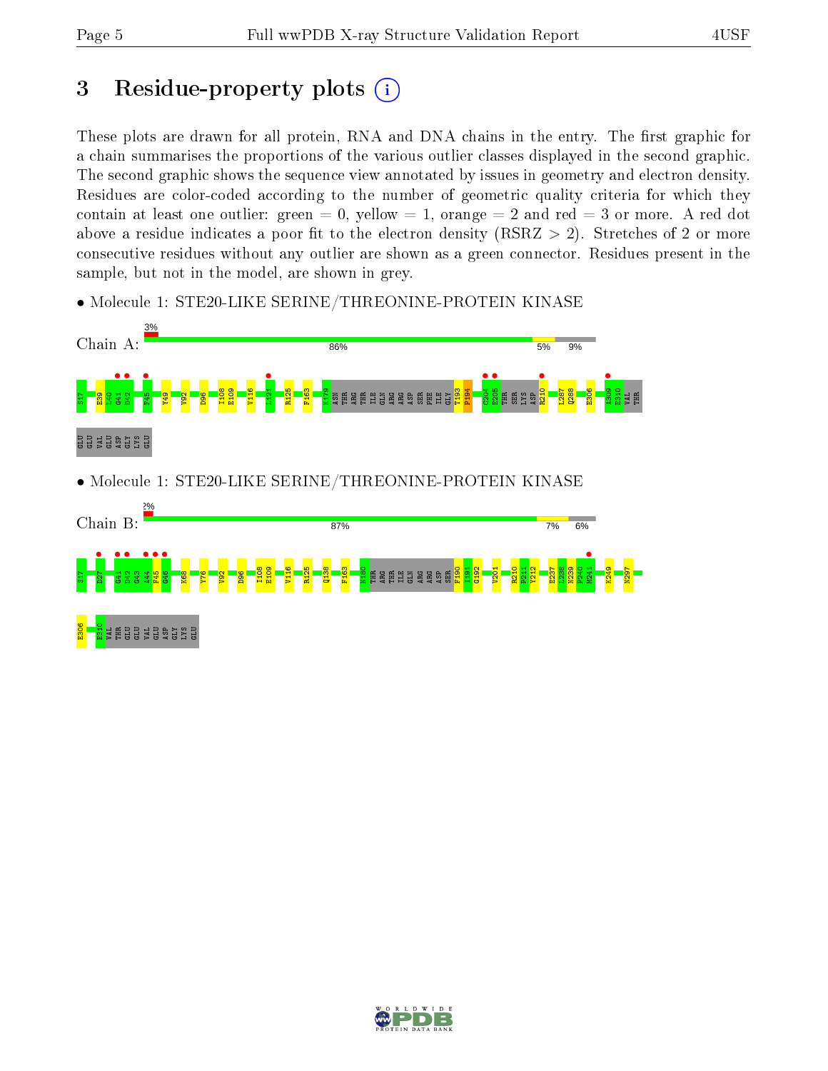# 3 Residue-property plots

These plots are drawn for all protein, RNA and DNA chains in the entry. The first graphic for a chain summarises the proportions of the various outlier classes displayed in the second graphic. The second graphic shows the sequence view annotated by issues in geometry and electron density. Residues are color-coded according to the number of geometric quality criteria for which they contain at least one outlier: green = 0, yellow = 1, orange = 2 and red = 3 or more. A red dot above a residue indicates a poor fit to the electron density (RSRZ > 2). Stretches of 2 or more consecutive residues without any outlier are shown as a green connector. Residues present in the sample, but not in the model, are shown in grey.

- Molecule 1: STE20-LIKE SERINE/THREONINE-PROTEIN KINASE

Chain A: 3% | 86% | 5% | 9%

S17 E39 L40 G41 D42 F45 Y49 V92 D96 I108 E109 V116 L121 R125 F163 K179 ASN THR ARG THR ILE GLN ARG ARG ASP SER PHE ILE GLY T193 P194 C204 E205 THR SER LYS ASP R210 L287 Q288 E306 A309 E310 VAL THR GLU GLU VAL GLU ASP GLY LYS GLU

- Molecule 1: STE20-LIKE SERINE/THREONINE-PROTEIN KINASE

Chain B: 2% | 87% | 7% | 6%

S17 D27 G41 D42 G43 A44 F45 G46 K68 Y76 V92 D96 I108 E109 V116 R125 Q138 F163 N180 THR ARG THR ILE GLN ARG ARG ASP SER F190 I191 G192 V201 R210 P211 Y212 E237 L238 N239 P240 M241 K249 N297 E306 E310 VAL THR GLU GLU VAL GLU ASP GLY LYS GLU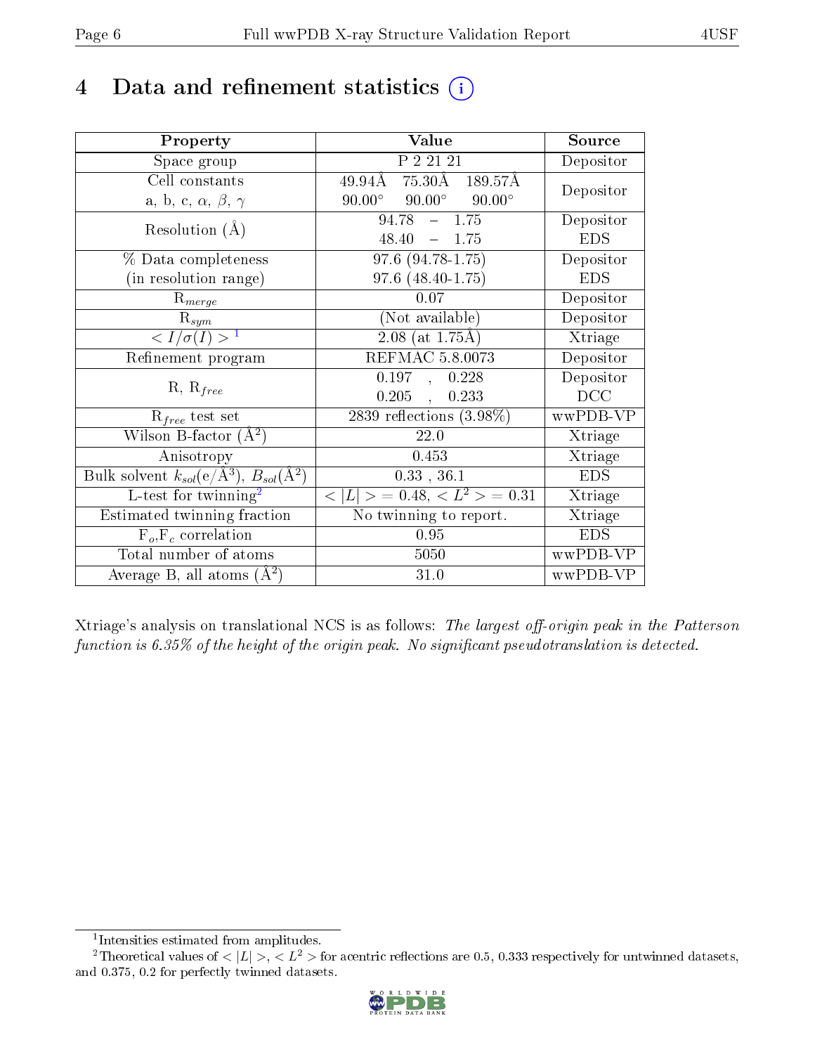# 4 Data and refinement statistics (i)

| Property | Value | Source |
|---|---|---|
| Space group | P 2 21 21 | Depositor |
| Cell constants<br>a, b, c, $\alpha$, $\beta$, $\gamma$ | 49.94Å 75.30Å 189.57Å<br>90.00° 90.00° 90.00° | Depositor |
| Resolution (Å) | 94.78 – 1.75<br>48.40 – 1.75 | Depositor<br>EDS |
| % Data completeness<br>(in resolution range) | 97.6 (94.78-1.75)<br>97.6 (48.40-1.75) | Depositor<br>EDS |
| $R_{merge}$ | 0.07 | Depositor |
| $R_{sym}$ | (Not available) | Depositor |
| $< I/\sigma(I) >$ [1] | 2.08 (at 1.75Å) | Xtriage |
| Refinement program | REFMAC 5.8.0073 | Depositor |
| R, $R_{free}$ | 0.197 , 0.228<br>0.205 , 0.233 | Depositor<br>DCC |
| $R_{free}$ test set | 2839 reflections (3.98%) | wwPDB-VP |
| Wilson B-factor (Å$^2$) | 22.0 | Xtriage |
| Anisotropy | 0.453 | Xtriage |
| Bulk solvent $k_{sol}$(e/Å$^3$), $B_{sol}$(Å$^2$) | 0.33 , 36.1 | EDS |
| L-test for twinning[2] | $< \|L\| > = 0.48$, $< L^2 > = 0.31$ | Xtriage |
| Estimated twinning fraction | No twinning to report. | Xtriage |
| $F_o$,$F_c$ correlation | 0.95 | EDS |
| Total number of atoms | 5050 | wwPDB-VP |
| Average B, all atoms (Å$^2$) | 31.0 | wwPDB-VP |

Xtriage's analysis on translational NCS is as follows: *The largest off-origin peak in the Patterson function is 6.35% of the height of the origin peak. No significant pseudotranslation is detected.*

[1] Intensities estimated from amplitudes.

[2] Theoretical values of $< |L| >$, $< L^2 >$ for acentric reflections are 0.5, 0.333 respectively for untwinned datasets, and 0.375, 0.2 for perfectly twinned datasets.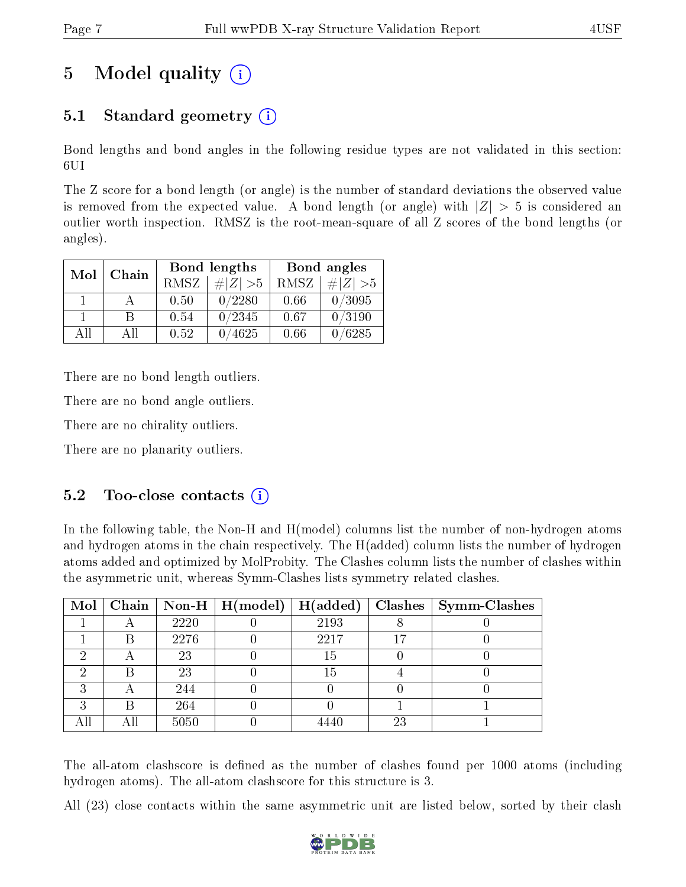# 5 Model quality (i)

## 5.1 Standard geometry (i)

Bond lengths and bond angles in the following residue types are not validated in this section: 6UI

The Z score for a bond length (or angle) is the number of standard deviations the observed value is removed from the expected value. A bond length (or angle) with $|Z| > 5$ is considered an outlier worth inspection. RMSZ is the root-mean-square of all Z scores of the bond lengths (or angles).

| Mol | Chain | Bond lengths | | Bond angles | |
|---|---|---|---|---|---|
| | | RMSZ | #\|Z\| >5 | RMSZ | #\|Z\| >5 |
| 1 | A | 0.50 | 0/2280 | 0.66 | 0/3095 |
| 1 | B | 0.54 | 0/2345 | 0.67 | 0/3190 |
| All | All | 0.52 | 0/4625 | 0.66 | 0/6285 |

There are no bond length outliers.

There are no bond angle outliers.

There are no chirality outliers.

There are no planarity outliers.

## 5.2 Too-close contacts (i)

In the following table, the Non-H and H(model) columns list the number of non-hydrogen atoms and hydrogen atoms in the chain respectively. The H(added) column lists the number of hydrogen atoms added and optimized by MolProbity. The Clashes column lists the number of clashes within the asymmetric unit, whereas Symm-Clashes lists symmetry related clashes.

| Mol | Chain | Non-H | H(model) | H(added) | Clashes | Symm-Clashes |
|---|---|---|---|---|---|---|
| 1 | A | 2220 | 0 | 2193 | 8 | 0 |
| 1 | B | 2276 | 0 | 2217 | 17 | 0 |
| 2 | A | 23 | 0 | 15 | 0 | 0 |
| 2 | B | 23 | 0 | 15 | 4 | 0 |
| 3 | A | 244 | 0 | 0 | 0 | 0 |
| 3 | B | 264 | 0 | 0 | 1 | 1 |
| All | All | 5050 | 0 | 4440 | 23 | 1 |

The all-atom clashscore is defined as the number of clashes found per 1000 atoms (including hydrogen atoms). The all-atom clashscore for this structure is 3.

All (23) close contacts within the same asymmetric unit are listed below, sorted by their clash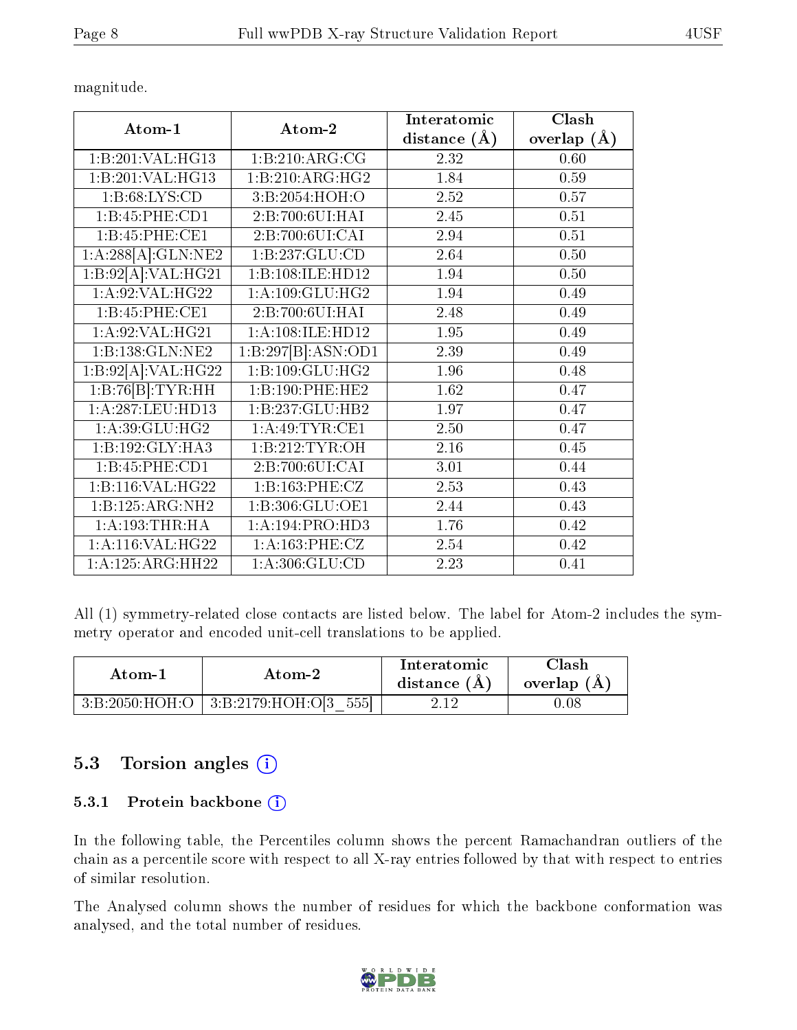magnitude.

| Atom-1 | Atom-2 | Interatomic distance (Å) | Clash overlap (Å) |
|---|---|---|---|
| 1:B:201:VAL:HG13 | 1:B:210:ARG:CG | 2.32 | 0.60 |
| 1:B:201:VAL:HG13 | 1:B:210:ARG:HG2 | 1.84 | 0.59 |
| 1:B:68:LYS:CD | 3:B:2054:HOH:O | 2.52 | 0.57 |
| 1:B:45:PHE:CD1 | 2:B:700:6UI:HAI | 2.45 | 0.51 |
| 1:B:45:PHE:CE1 | 2:B:700:6UI:CAI | 2.94 | 0.51 |
| 1:A:288[A]:GLN:NE2 | 1:B:237:GLU:CD | 2.64 | 0.50 |
| 1:B:92[A]:VAL:HG21 | 1:B:108:ILE:HD12 | 1.94 | 0.50 |
| 1:A:92:VAL:HG22 | 1:A:109:GLU:HG2 | 1.94 | 0.49 |
| 1:B:45:PHE:CE1 | 2:B:700:6UI:HAI | 2.48 | 0.49 |
| 1:A:92:VAL:HG21 | 1:A:108:ILE:HD12 | 1.95 | 0.49 |
| 1:B:138:GLN:NE2 | 1:B:297[B]:ASN:OD1 | 2.39 | 0.49 |
| 1:B:92[A]:VAL:HG22 | 1:B:109:GLU:HG2 | 1.96 | 0.48 |
| 1:B:76[B]:TYR:HH | 1:B:190:PHE:HE2 | 1.62 | 0.47 |
| 1:A:287:LEU:HD13 | 1:B:237:GLU:HB2 | 1.97 | 0.47 |
| 1:A:39:GLU:HG2 | 1:A:49:TYR:CE1 | 2.50 | 0.47 |
| 1:B:192:GLY:HA3 | 1:B:212:TYR:OH | 2.16 | 0.45 |
| 1:B:45:PHE:CD1 | 2:B:700:6UI:CAI | 3.01 | 0.44 |
| 1:B:116:VAL:HG22 | 1:B:163:PHE:CZ | 2.53 | 0.43 |
| 1:B:125:ARG:NH2 | 1:B:306:GLU:OE1 | 2.44 | 0.43 |
| 1:A:193:THR:HA | 1:A:194:PRO:HD3 | 1.76 | 0.42 |
| 1:A:116:VAL:HG22 | 1:A:163:PHE:CZ | 2.54 | 0.42 |
| 1:A:125:ARG:HH22 | 1:A:306:GLU:CD | 2.23 | 0.41 |

All (1) symmetry-related close contacts are listed below. The label for Atom-2 includes the symmetry operator and encoded unit-cell translations to be applied.

| Atom-1 | Atom-2 | Interatomic distance (Å) | Clash overlap (Å) |
|---|---|---|---|
| 3:B:2050:HOH:O | 3:B:2179:HOH:O[3_555] | 2.12 | 0.08 |

## 5.3 Torsion angles

### 5.3.1 Protein backbone

In the following table, the Percentiles column shows the percent Ramachandran outliers of the chain as a percentile score with respect to all X-ray entries followed by that with respect to entries of similar resolution.

The Analysed column shows the number of residues for which the backbone conformation was analysed, and the total number of residues.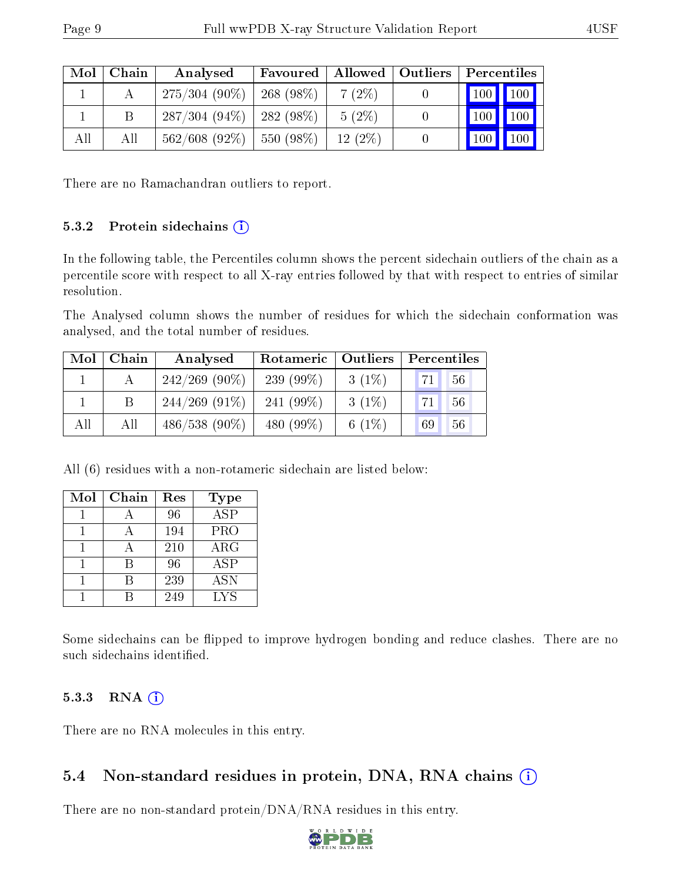| Mol | Chain | Analysed | Favoured | Allowed | Outliers | Percentiles | |
|---|---|---|---|---|---|---|---|
| 1 | A | 275/304 (90%) | 268 (98%) | 7 (2%) | 0 | 100 | 100 |
| 1 | B | 287/304 (94%) | 282 (98%) | 5 (2%) | 0 | 100 | 100 |
| All | All | 562/608 (92%) | 550 (98%) | 12 (2%) | 0 | 100 | 100 |

There are no Ramachandran outliers to report.

#### 5.3.2 Protein sidechains

In the following table, the Percentiles column shows the percent sidechain outliers of the chain as a percentile score with respect to all X-ray entries followed by that with respect to entries of similar resolution.

The Analysed column shows the number of residues for which the sidechain conformation was analysed, and the total number of residues.

| Mol | Chain | Analysed | Rotameric | Outliers | Percentiles | |
|---|---|---|---|---|---|---|
| 1 | A | 242/269 (90%) | 239 (99%) | 3 (1%) | 71 | 56 |
| 1 | B | 244/269 (91%) | 241 (99%) | 3 (1%) | 71 | 56 |
| All | All | 486/538 (90%) | 480 (99%) | 6 (1%) | 69 | 56 |

All (6) residues with a non-rotameric sidechain are listed below:

| Mol | Chain | Res | Type |
|---|---|---|---|
| 1 | A | 96 | ASP |
| 1 | A | 194 | PRO |
| 1 | A | 210 | ARG |
| 1 | B | 96 | ASP |
| 1 | B | 239 | ASN |
| 1 | B | 249 | LYS |

Some sidechains can be flipped to improve hydrogen bonding and reduce clashes. There are no such sidechains identified.

#### 5.3.3 RNA

There are no RNA molecules in this entry.

### 5.4 Non-standard residues in protein, DNA, RNA chains

There are no non-standard protein/DNA/RNA residues in this entry.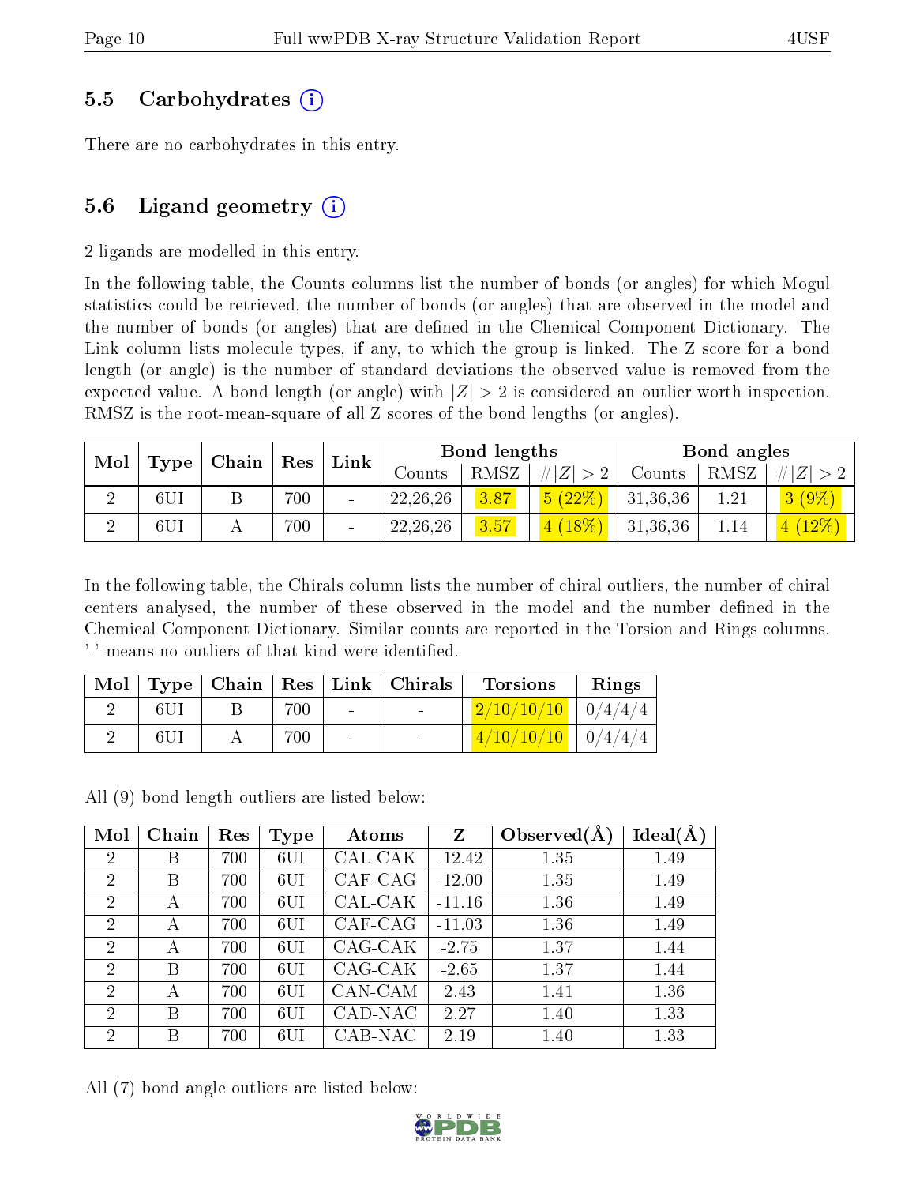### 5.5 Carbohydrates (i)

There are no carbohydrates in this entry.

### 5.6 Ligand geometry (i)

2 ligands are modelled in this entry.

In the following table, the Counts columns list the number of bonds (or angles) for which Mogul statistics could be retrieved, the number of bonds (or angles) that are observed in the model and the number of bonds (or angles) that are defined in the Chemical Component Dictionary. The Link column lists molecule types, if any, to which the group is linked. The Z score for a bond length (or angle) is the number of standard deviations the observed value is removed from the expected value. A bond length (or angle) with $|Z| > 2$ is considered an outlier worth inspection. RMSZ is the root-mean-square of all Z scores of the bond lengths (or angles).

| Mol | Type | Chain | Res | Link | Bond lengths | | | Bond angles | | |
|---|---|---|---|---|---|---|---|---|---|---|
| | | | | | Counts | RMSZ | $\#\|Z\| > 2$ | Counts | RMSZ | $\#\|Z\| > 2$ |
| 2 | 6UI | B | 700 | - | 22,26,26 | 3.87 | 5 (22%) | 31,36,36 | 1.21 | 3 (9%) |
| 2 | 6UI | A | 700 | - | 22,26,26 | 3.57 | 4 (18%) | 31,36,36 | 1.14 | 4 (12%) |

In the following table, the Chirals column lists the number of chiral outliers, the number of chiral centers analysed, the number of these observed in the model and the number defined in the Chemical Component Dictionary. Similar counts are reported in the Torsion and Rings columns. '-' means no outliers of that kind were identified.

| Mol | Type | Chain | Res | Link | Chirals | Torsions | Rings |
|---|---|---|---|---|---|---|---|
| 2 | 6UI | B | 700 | - | - | 2/10/10/10 | 0/4/4/4 |
| 2 | 6UI | A | 700 | - | - | 4/10/10/10 | 0/4/4/4 |

All (9) bond length outliers are listed below:

| Mol | Chain | Res | Type | Atoms | Z | Observed(Å) | Ideal(Å) |
|---|---|---|---|---|---|---|---|
| 2 | B | 700 | 6UI | CAL-CAK | -12.42 | 1.35 | 1.49 |
| 2 | B | 700 | 6UI | CAF-CAG | -12.00 | 1.35 | 1.49 |
| 2 | A | 700 | 6UI | CAL-CAK | -11.16 | 1.36 | 1.49 |
| 2 | A | 700 | 6UI | CAF-CAG | -11.03 | 1.36 | 1.49 |
| 2 | A | 700 | 6UI | CAG-CAK | -2.75 | 1.37 | 1.44 |
| 2 | B | 700 | 6UI | CAG-CAK | -2.65 | 1.37 | 1.44 |
| 2 | A | 700 | 6UI | CAN-CAM | 2.43 | 1.41 | 1.36 |
| 2 | B | 700 | 6UI | CAD-NAC | 2.27 | 1.40 | 1.33 |
| 2 | B | 700 | 6UI | CAB-NAC | 2.19 | 1.40 | 1.33 |

All (7) bond angle outliers are listed below: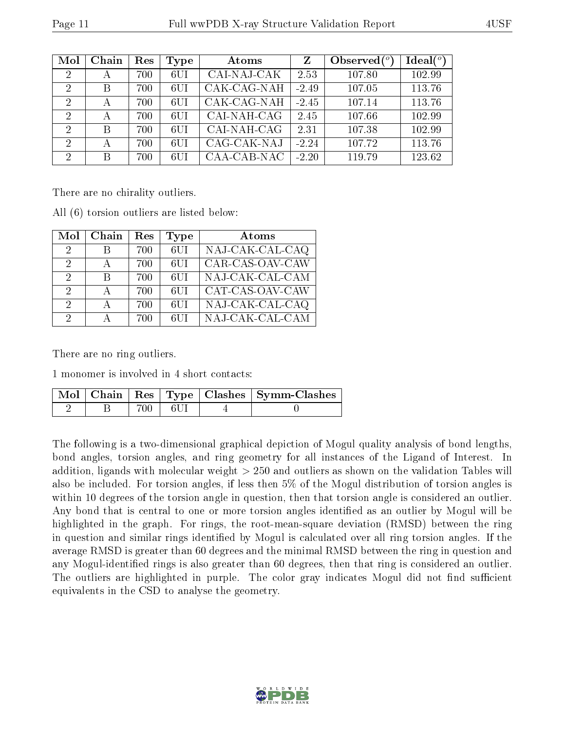| Mol | Chain | Res | Type | Atoms | Z | Observed(°) | Ideal(°) |
|---|---|---|---|---|---|---|---|
| 2 | A | 700 | 6UI | CAI-NAJ-CAK | 2.53 | 107.80 | 102.99 |
| 2 | B | 700 | 6UI | CAK-CAG-NAH | -2.49 | 107.05 | 113.76 |
| 2 | A | 700 | 6UI | CAK-CAG-NAH | -2.45 | 107.14 | 113.76 |
| 2 | A | 700 | 6UI | CAI-NAH-CAG | 2.45 | 107.66 | 102.99 |
| 2 | B | 700 | 6UI | CAI-NAH-CAG | 2.31 | 107.38 | 102.99 |
| 2 | A | 700 | 6UI | CAG-CAK-NAJ | -2.24 | 107.72 | 113.76 |
| 2 | B | 700 | 6UI | CAA-CAB-NAC | -2.20 | 119.79 | 123.62 |

There are no chirality outliers.

All (6) torsion outliers are listed below:

| Mol | Chain | Res | Type | Atoms |
|---|---|---|---|---|
| 2 | B | 700 | 6UI | NAJ-CAK-CAL-CAQ |
| 2 | A | 700 | 6UI | CAR-CAS-OAV-CAW |
| 2 | B | 700 | 6UI | NAJ-CAK-CAL-CAM |
| 2 | A | 700 | 6UI | CAT-CAS-OAV-CAW |
| 2 | A | 700 | 6UI | NAJ-CAK-CAL-CAQ |
| 2 | A | 700 | 6UI | NAJ-CAK-CAL-CAM |

There are no ring outliers.

1 monomer is involved in 4 short contacts:

| Mol | Chain | Res | Type | Clashes | Symm-Clashes |
|---|---|---|---|---|---|
| 2 | B | 700 | 6UI | 4 | 0 |

The following is a two-dimensional graphical depiction of Mogul quality analysis of bond lengths, bond angles, torsion angles, and ring geometry for all instances of the Ligand of Interest. In addition, ligands with molecular weight > 250 and outliers as shown on the validation Tables will also be included. For torsion angles, if less then 5% of the Mogul distribution of torsion angles is within 10 degrees of the torsion angle in question, then that torsion angle is considered an outlier. Any bond that is central to one or more torsion angles identified as an outlier by Mogul will be highlighted in the graph. For rings, the root-mean-square deviation (RMSD) between the ring in question and similar rings identified by Mogul is calculated over all ring torsion angles. If the average RMSD is greater than 60 degrees and the minimal RMSD between the ring in question and any Mogul-identified rings is also greater than 60 degrees, then that ring is considered an outlier. The outliers are highlighted in purple. The color gray indicates Mogul did not find sufficient equivalents in the CSD to analyse the geometry.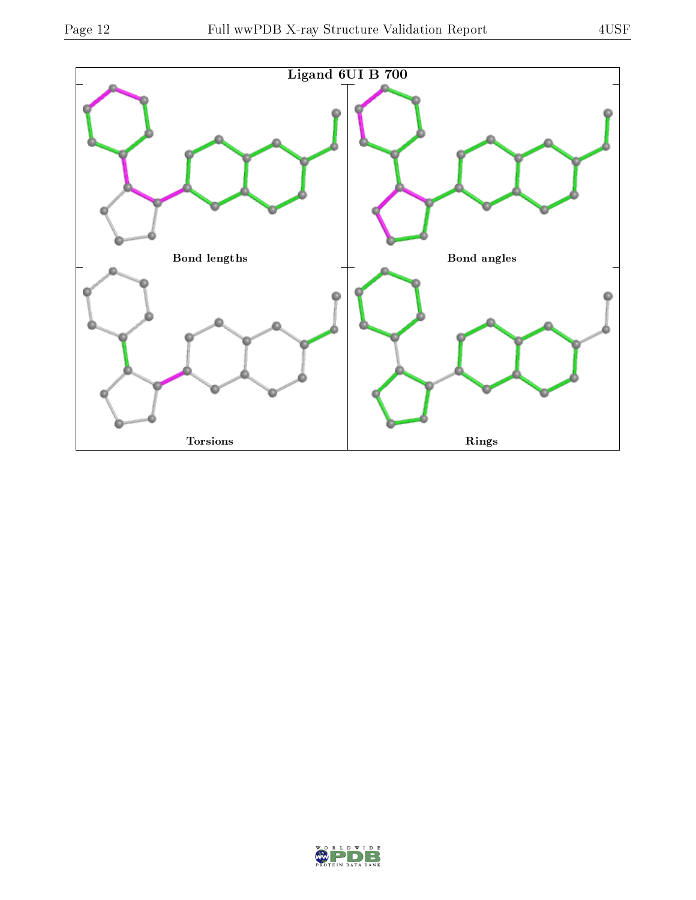**Ligand 6UI B 700**

Bond lengths

Bond angles

Torsions

Rings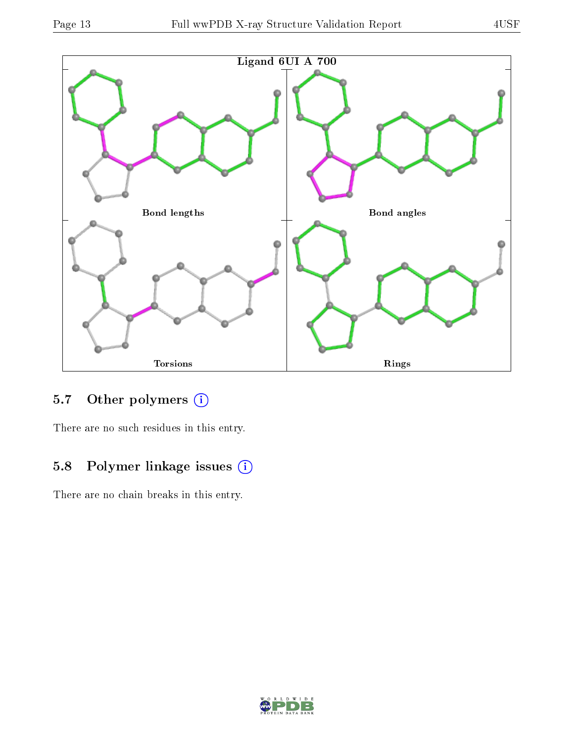Ligand 6UI A 700

Bond lengths

Bond angles

Torsions

Rings

## 5.7 Other polymers (i)

There are no such residues in this entry.

## 5.8 Polymer linkage issues (i)

There are no chain breaks in this entry.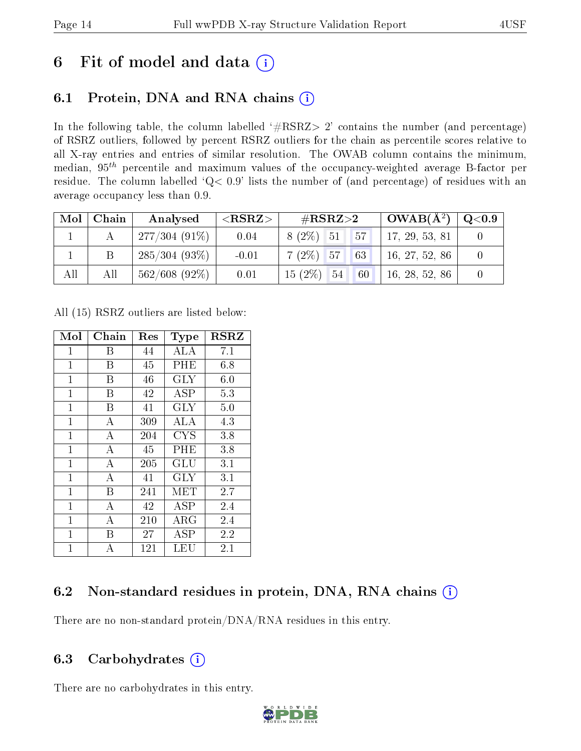# 6 Fit of model and data

## 6.1 Protein, DNA and RNA chains

In the following table, the column labelled '#RSRZ> 2' contains the number (and percentage) of RSRZ outliers, followed by percent RSRZ outliers for the chain as percentile scores relative to all X-ray entries and entries of similar resolution. The OWAB column contains the minimum, median, $95^{th}$ percentile and maximum values of the occupancy-weighted average B-factor per residue. The column labelled 'Q< 0.9' lists the number of (and percentage) of residues with an average occupancy less than 0.9.

| Mol | Chain | Analysed | <RSRZ> | #RSRZ>2 | | | OWAB(Å$^2$) | Q<0.9 |
|---|---|---|---|---|---|---|---|---|
| 1 | A | 277/304 (91%) | 0.04 | 8 (2%) | 51 | 57 | 17, 29, 53, 81 | 0 |
| 1 | B | 285/304 (93%) | -0.01 | 7 (2%) | 57 | 63 | 16, 27, 52, 86 | 0 |
| All | All | 562/608 (92%) | 0.01 | 15 (2%) | 54 | 60 | 16, 28, 52, 86 | 0 |

All (15) RSRZ outliers are listed below:

| Mol | Chain | Res | Type | RSRZ |
|---|---|---|---|---|
| 1 | B | 44 | ALA | 7.1 |
| 1 | B | 45 | PHE | 6.8 |
| 1 | B | 46 | GLY | 6.0 |
| 1 | B | 42 | ASP | 5.3 |
| 1 | B | 41 | GLY | 5.0 |
| 1 | A | 309 | ALA | 4.3 |
| 1 | A | 204 | CYS | 3.8 |
| 1 | A | 45 | PHE | 3.8 |
| 1 | A | 205 | GLU | 3.1 |
| 1 | A | 41 | GLY | 3.1 |
| 1 | B | 241 | MET | 2.7 |
| 1 | A | 42 | ASP | 2.4 |
| 1 | A | 210 | ARG | 2.4 |
| 1 | B | 27 | ASP | 2.2 |
| 1 | A | 121 | LEU | 2.1 |

## 6.2 Non-standard residues in protein, DNA, RNA chains

There are no non-standard protein/DNA/RNA residues in this entry.

## 6.3 Carbohydrates

There are no carbohydrates in this entry.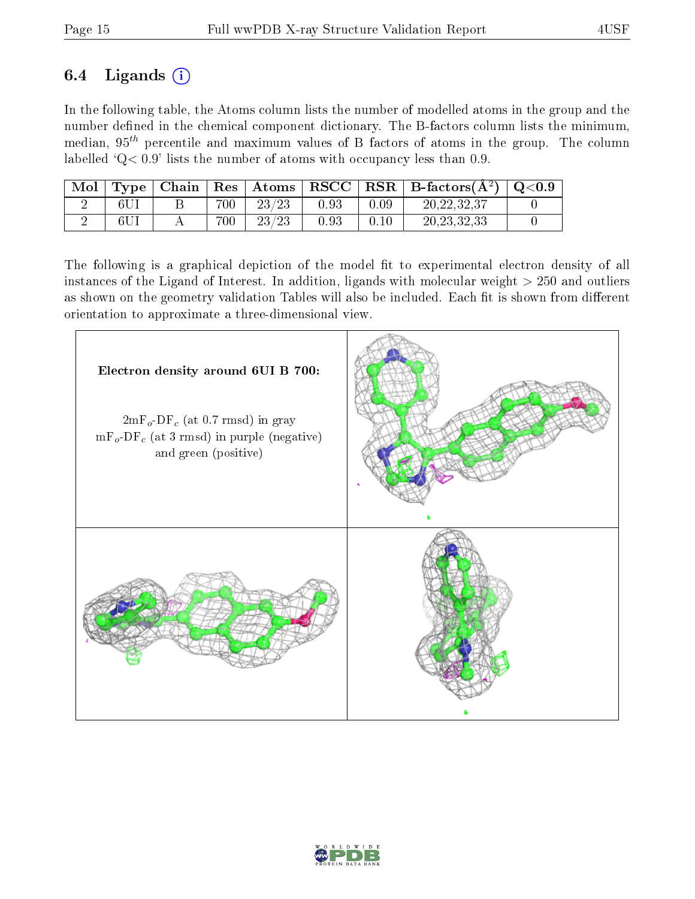## 6.4 Ligands (i)

In the following table, the Atoms column lists the number of modelled atoms in the group and the number defined in the chemical component dictionary. The B-factors column lists the minimum, median, $95^{th}$ percentile and maximum values of B factors of atoms in the group. The column labelled 'Q< 0.9' lists the number of atoms with occupancy less than 0.9.

| Mol | Type | Chain | Res | Atoms | RSCC | RSR | B-factors($Å^2$) | Q<0.9 |
|---|---|---|---|---|---|---|---|---|
| 2 | 6UI | B | 700 | 23/23 | 0.93 | 0.09 | 20,22,32,37 | 0 |
| 2 | 6UI | A | 700 | 23/23 | 0.93 | 0.10 | 20,23,32,33 | 0 |

The following is a graphical depiction of the model fit to experimental electron density of all instances of the Ligand of Interest. In addition, ligands with molecular weight > 250 and outliers as shown on the geometry validation Tables will also be included. Each fit is shown from different orientation to approximate a three-dimensional view.

**Electron density around 6UI B 700:**

$2mF_o$-$DF_c$ (at 0.7 rmsd) in gray
$mF_o$-$DF_c$ (at 3 rmsd) in purple (negative) and green (positive)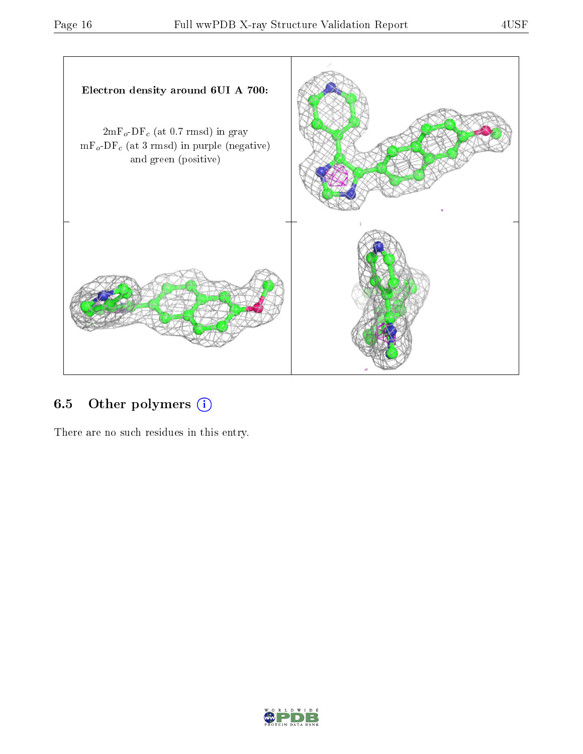**Electron density around 6UI A 700:**

$2mF_o$-$DF_c$ (at 0.7 rmsd) in gray
$mF_o$-$DF_c$ (at 3 rmsd) in purple (negative)
and green (positive)

## 6.5 Other polymers

There are no such residues in this entry.